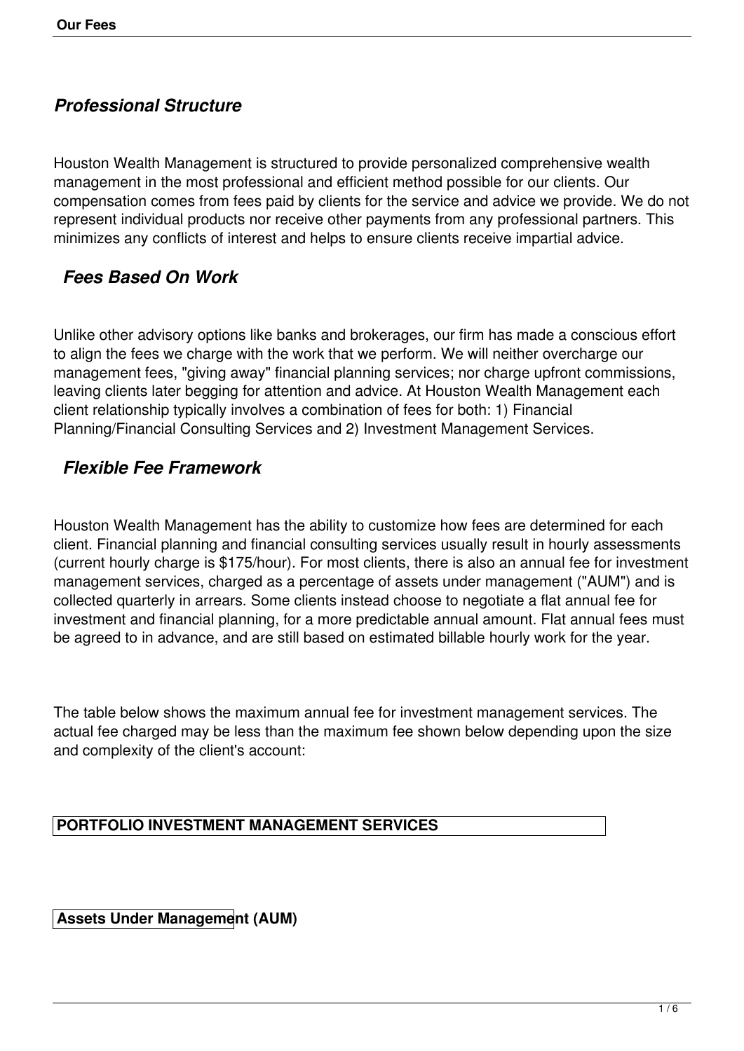## *Professional Structure*

Houston Wealth Management is structured to provide personalized comprehensive wealth management in the most professional and efficient method possible for our clients. Our compensation comes from fees paid by clients for the service and advice we provide. We do not represent individual products nor receive other payments from any professional partners. This minimizes any conflicts of interest and helps to ensure clients receive impartial advice.

## *Fees Based On Work*

Unlike other advisory options like banks and brokerages, our firm has made a conscious effort to align the fees we charge with the work that we perform. We will neither overcharge our management fees, "giving away" financial planning services; nor charge upfront commissions, leaving clients later begging for attention and advice. At Houston Wealth Management each client relationship typically involves a combination of fees for both: 1) Financial Planning/Financial Consulting Services and 2) Investment Management Services.

## *Flexible Fee Framework*

Houston Wealth Management has the ability to customize how fees are determined for each client. Financial planning and financial consulting services usually result in hourly assessments (current hourly charge is $175/hour). For most clients, there is also an annual fee for investment management services, charged as a percentage of assets under management ("AUM") and is collected quarterly in arrears. Some clients instead choose to negotiate a flat annual fee for investment and financial planning, for a more predictable annual amount. Flat annual fees must be agreed to in advance, and are still based on estimated billable hourly work for the year.

The table below shows the maximum annual fee for investment management services. The actual fee charged may be less than the maximum fee shown below depending upon the size and complexity of the client's account:

| **PORTFOLIO INVESTMENT MANAGEMENT SERVICES** |
|---|

| **Assets Under Management (AUM)** |
|---|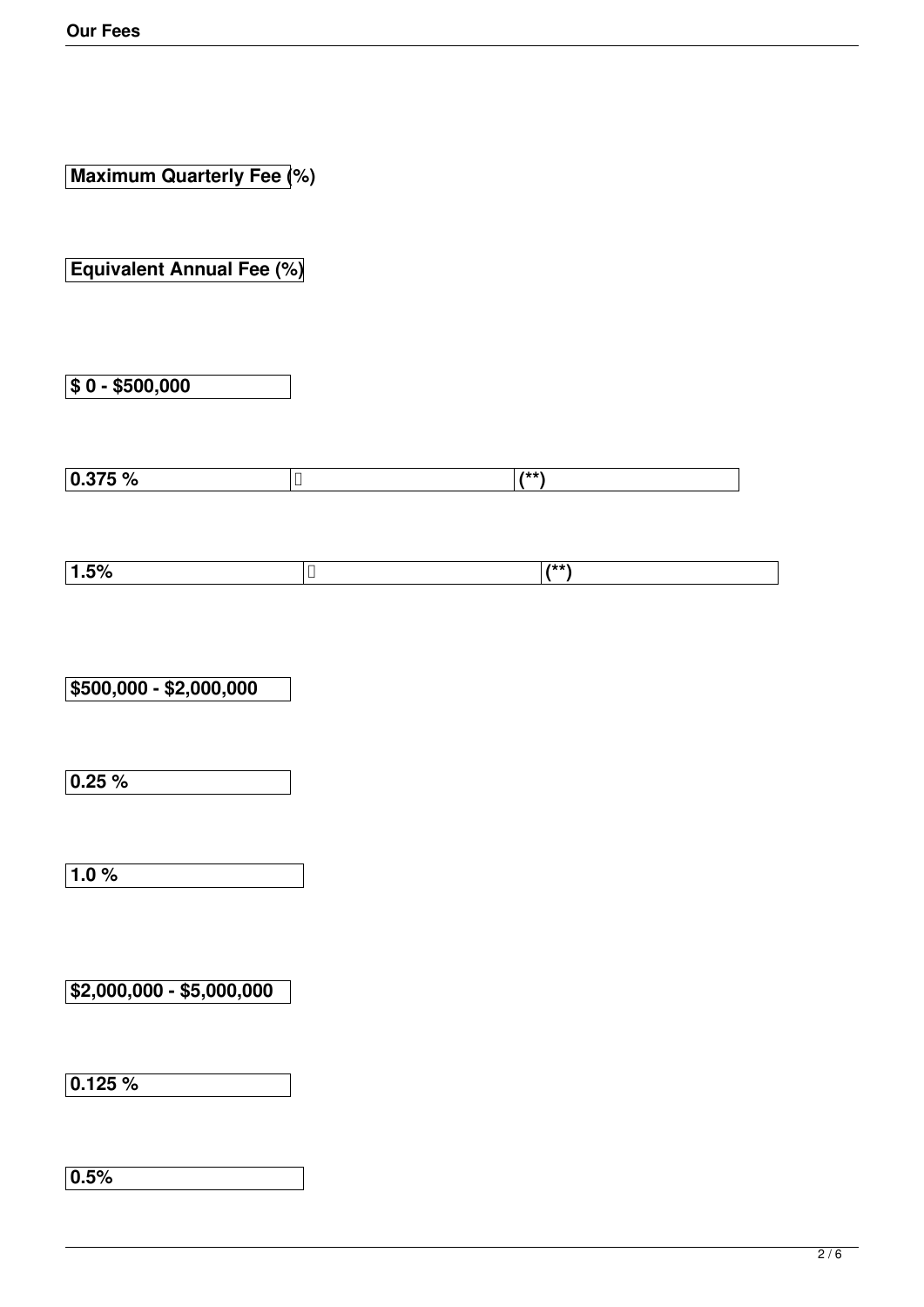| | Maximum Quarterly Fee (%) | Equivalent Annual Fee (%) |
|---|---|---|
| $ 0 - $500,000 | 0.375 % (**) | 1.5% (**) |
| $500,000 - $2,000,000 | 0.25 % | 1.0 % |
| $2,000,000 - $5,000,000 | 0.125 % | 0.5% |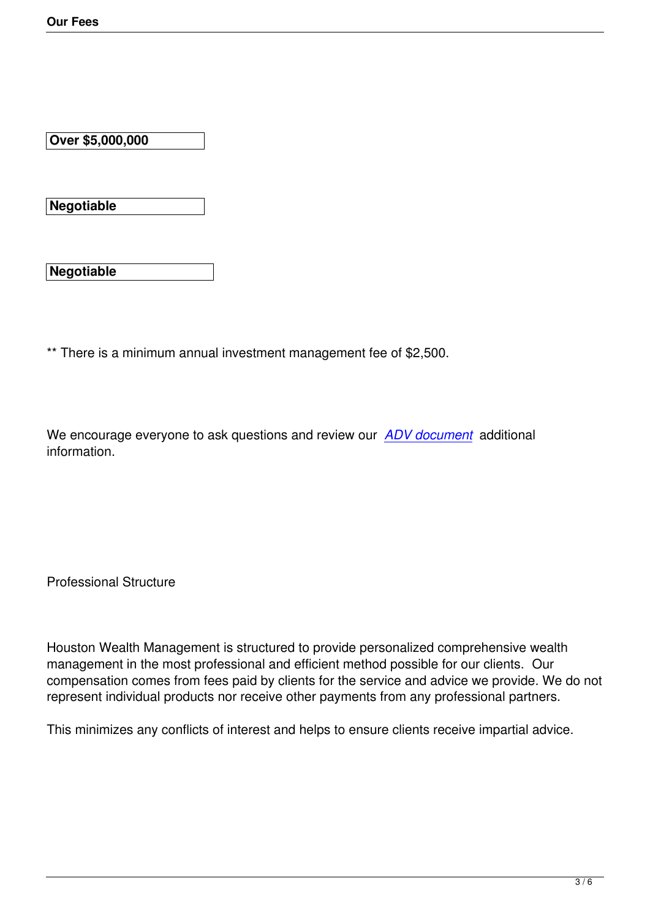| Over $5,000,000 |
| --- |
| Negotiable |
| Negotiable |

** There is a minimum annual investment management fee of $2,500.

We encourage everyone to ask questions and review our *ADV document* additional information.

Professional Structure

Houston Wealth Management is structured to provide personalized comprehensive wealth management in the most professional and efficient method possible for our clients. Our compensation comes from fees paid by clients for the service and advice we provide. We do not represent individual products nor receive other payments from any professional partners.

This minimizes any conflicts of interest and helps to ensure clients receive impartial advice.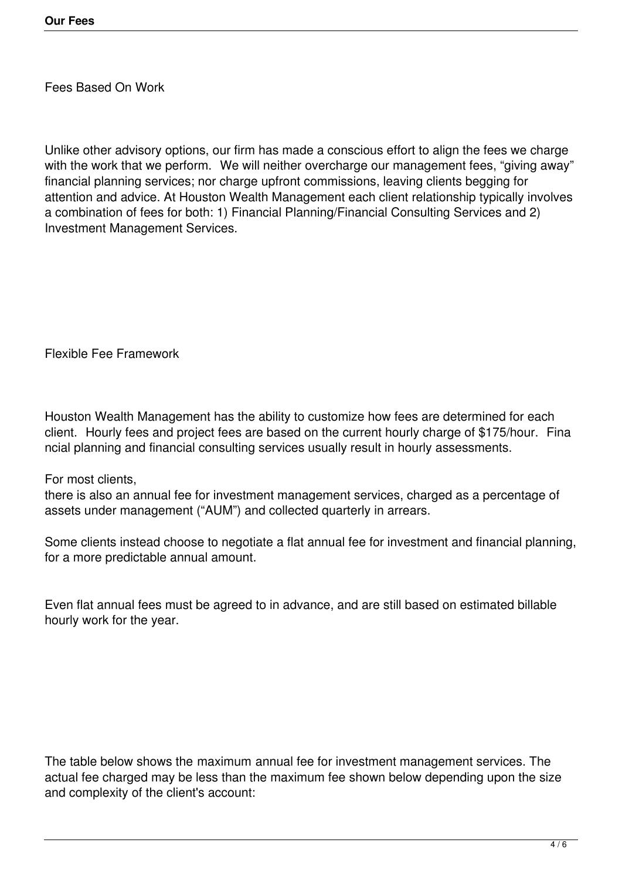## Fees Based On Work

Unlike other advisory options, our firm has made a conscious effort to align the fees we charge with the work that we perform. We will neither overcharge our management fees, "giving away" financial planning services; nor charge upfront commissions, leaving clients begging for attention and advice. At Houston Wealth Management each client relationship typically involves a combination of fees for both: 1) Financial Planning/Financial Consulting Services and 2) Investment Management Services.

## Flexible Fee Framework

Houston Wealth Management has the ability to customize how fees are determined for each client. Hourly fees and project fees are based on the current hourly charge of $175/hour. Financial planning and financial consulting services usually result in hourly assessments.

For most clients,
there is also an annual fee for investment management services, charged as a percentage of assets under management ("AUM") and collected quarterly in arrears.

Some clients instead choose to negotiate a flat annual fee for investment and financial planning, for a more predictable annual amount.

Even flat annual fees must be agreed to in advance, and are still based on estimated billable hourly work for the year.

The table below shows the maximum annual fee for investment management services. The actual fee charged may be less than the maximum fee shown below depending upon the size and complexity of the client's account: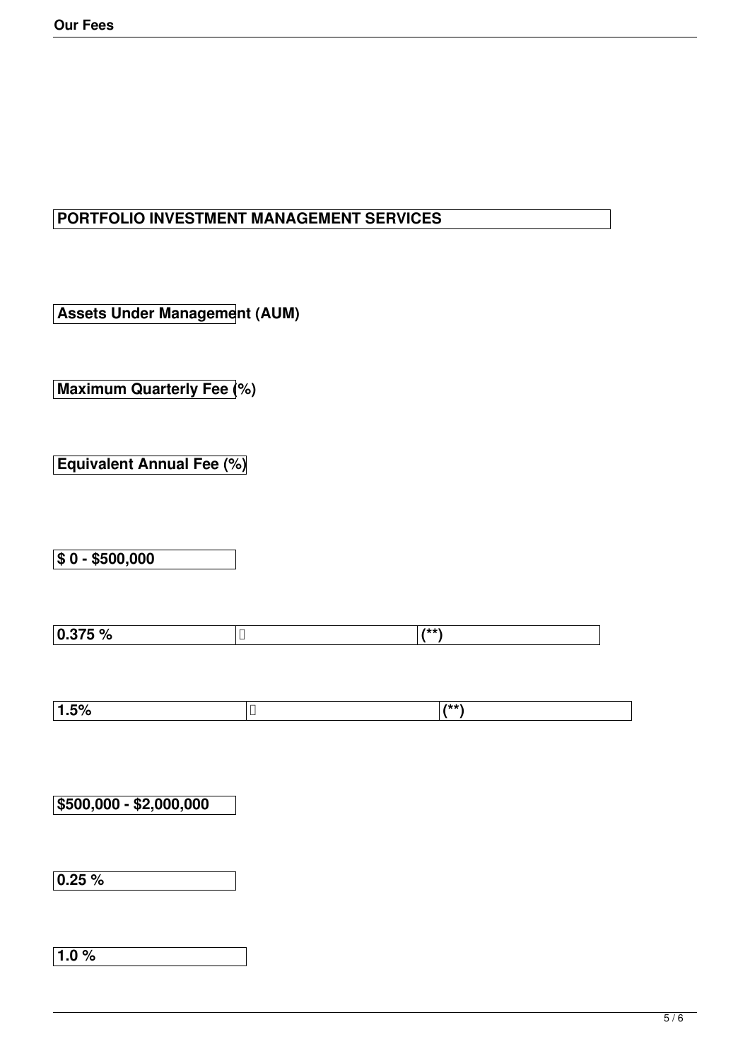**PORTFOLIO INVESTMENT MANAGEMENT SERVICES**

| Assets Under Management (AUM) | Maximum Quarterly Fee (%) | Equivalent Annual Fee (%) |
| --- | --- | --- |
| $ 0 - $500,000 | 0.375 % (**) | 1.5% (**) |
| $500,000 - $2,000,000 | 0.25 % | 1.0 % |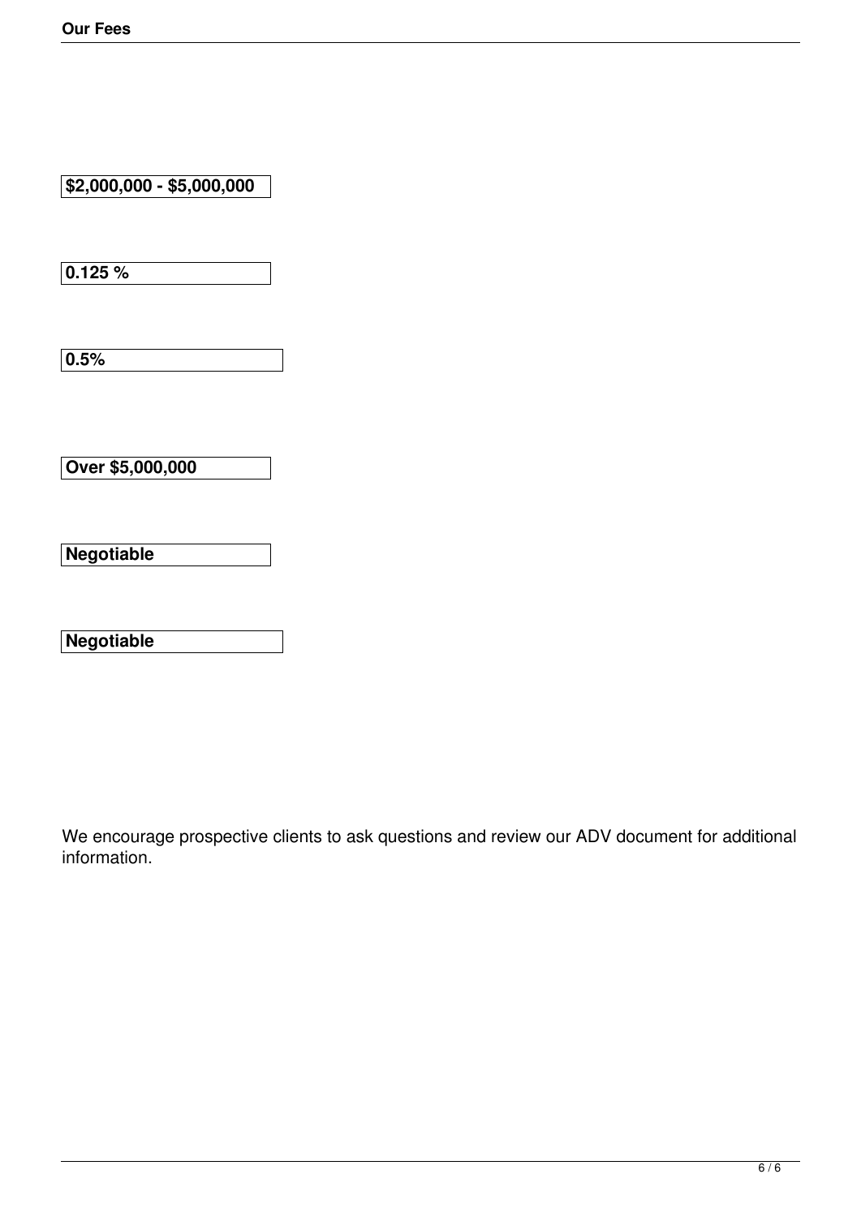**$2,000,000 - $5,000,000**

**0.125 %**

**0.5%**

**Over $5,000,000**

**Negotiable**

**Negotiable**

We encourage prospective clients to ask questions and review our ADV document for additional information.